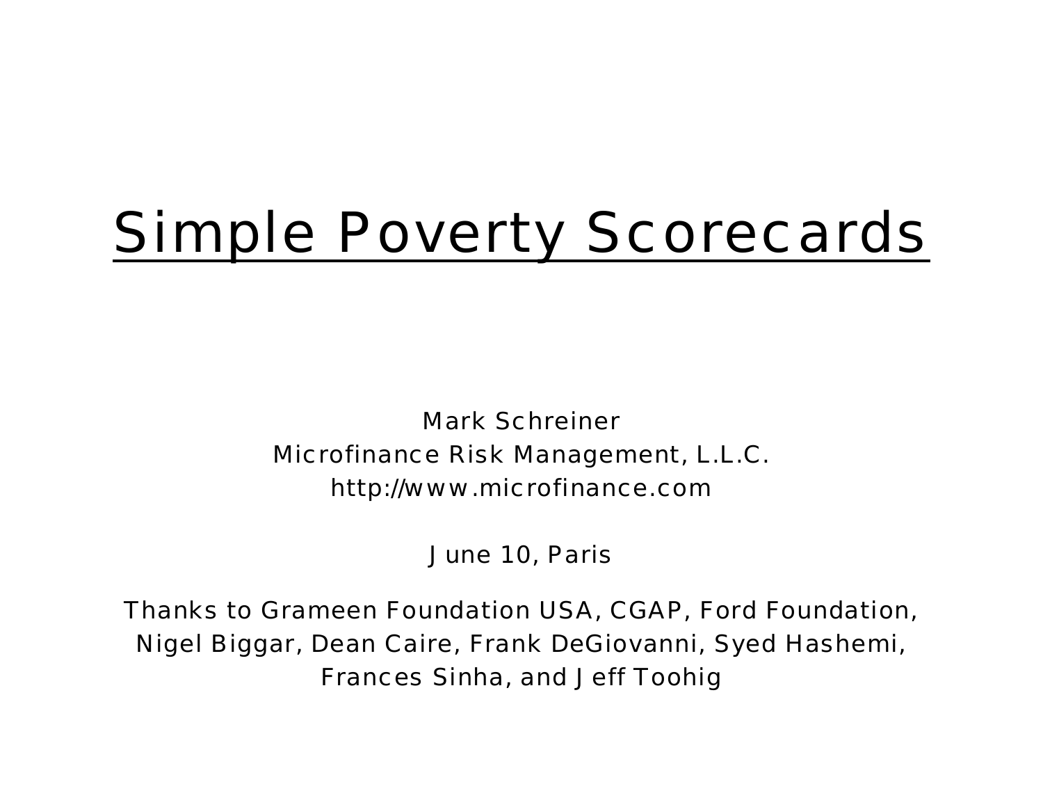# Simple Poverty Scorecards

Mark Schreiner
Microfinance Risk Management, L.L.C.
http://www.microfinance.com

June 10, Paris

Thanks to Grameen Foundation USA, CGAP, Ford Foundation, Nigel Biggar, Dean Caire, Frank DeGiovanni, Syed Hashemi, Frances Sinha, and Jeff Toohig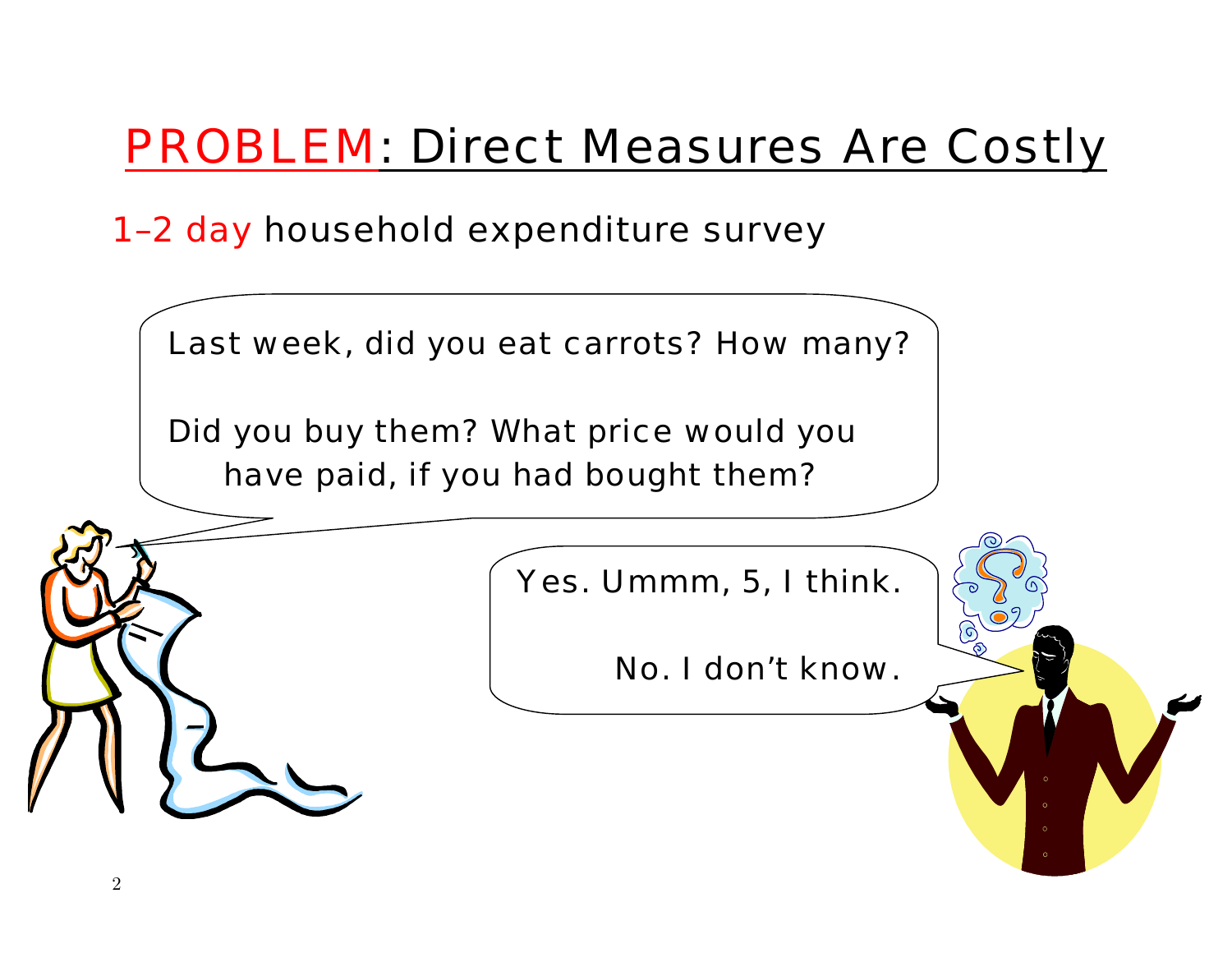# PROBLEM: Direct Measures Are Costly

1–2 day household expenditure survey

Last week, did you eat carrots? How many?

Did you buy them? What price would you have paid, if you had bought them?

Yes. Ummm, 5, I think.

No. I don't know.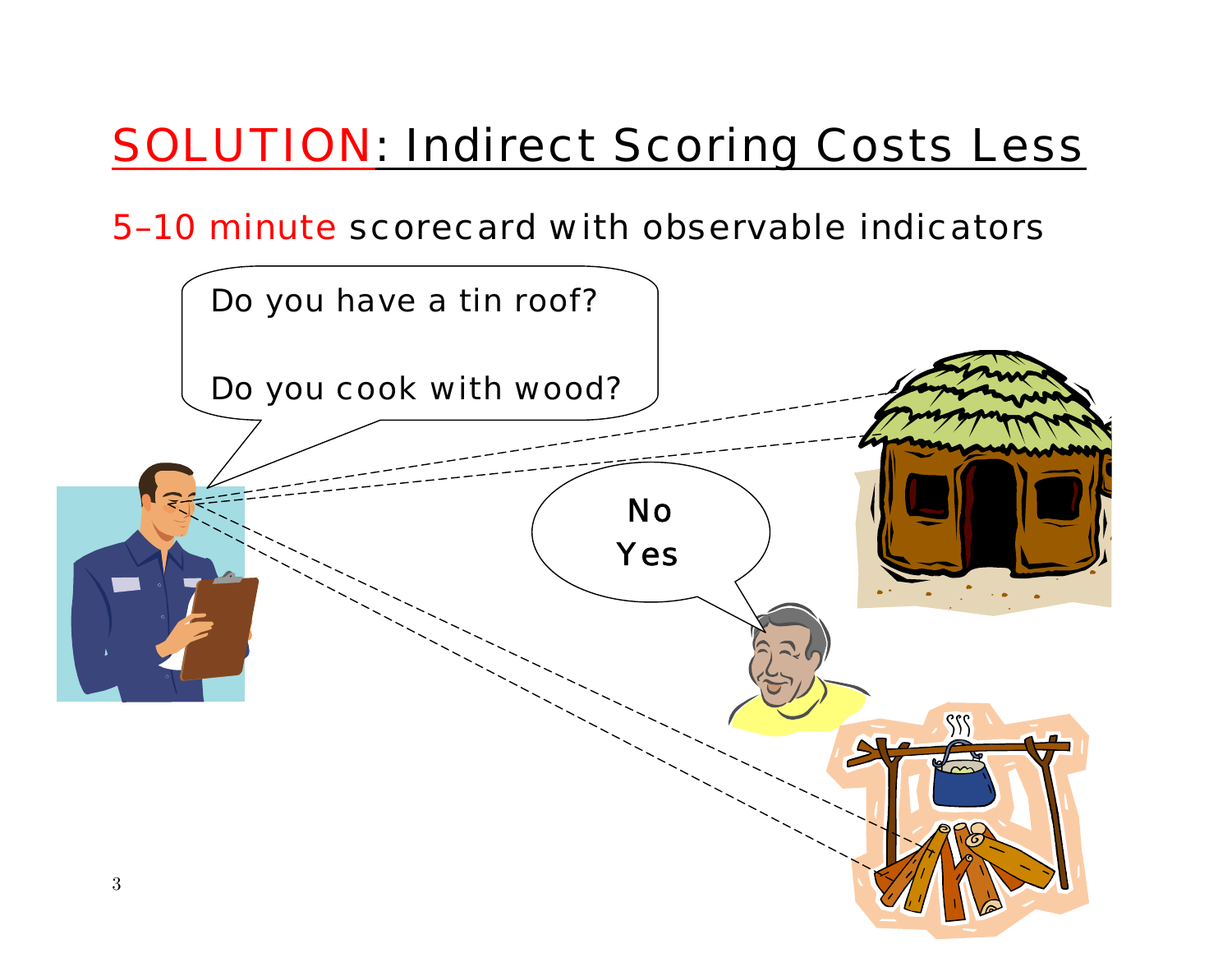# SOLUTION: Indirect Scoring Costs Less

5–10 minute scorecard with observable indicators

Do you have a tin roof?

Do you cook with wood?

No

Yes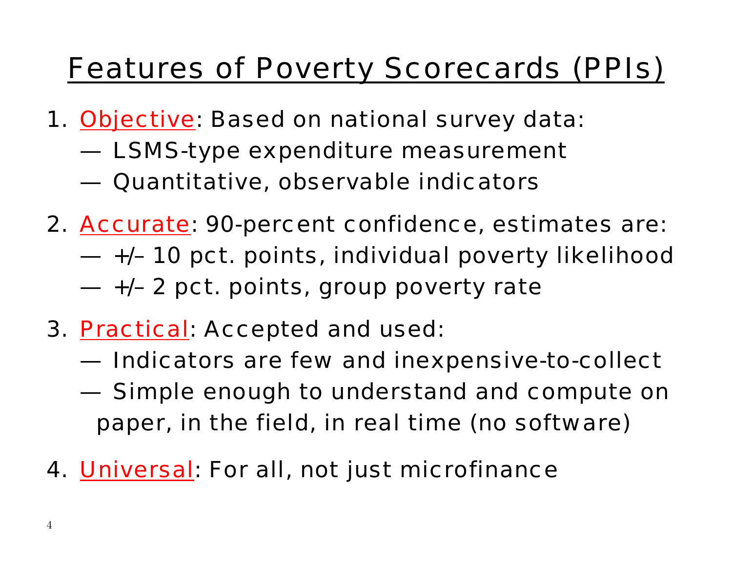# Features of Poverty Scorecards (PPIs)

1. Objective: Based on national survey data:
   - — LSMS-type expenditure measurement
   - — Quantitative, observable indicators
2. Accurate: 90-percent confidence, estimates are:
   - — +/– 10 pct. points, individual poverty likelihood
   - — +/– 2 pct. points, group poverty rate
3. Practical: Accepted and used:
   - — Indicators are few and inexpensive-to-collect
   - — Simple enough to understand and compute on paper, in the field, in real time (no software)
4. Universal: For all, not just microfinance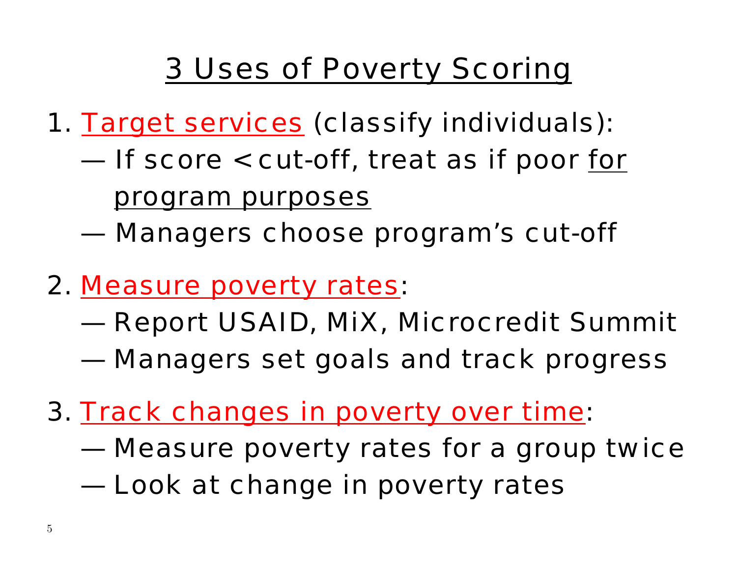# 3 Uses of Poverty Scoring

1. Target services (classify individuals):
   - If score < cut-off, treat as if poor for program purposes
   - Managers choose program's cut-off

2. Measure poverty rates:
   - Report USAID, MiX, Microcredit Summit
   - Managers set goals and track progress

3. Track changes in poverty over time:
   - Measure poverty rates for a group twice
   - Look at change in poverty rates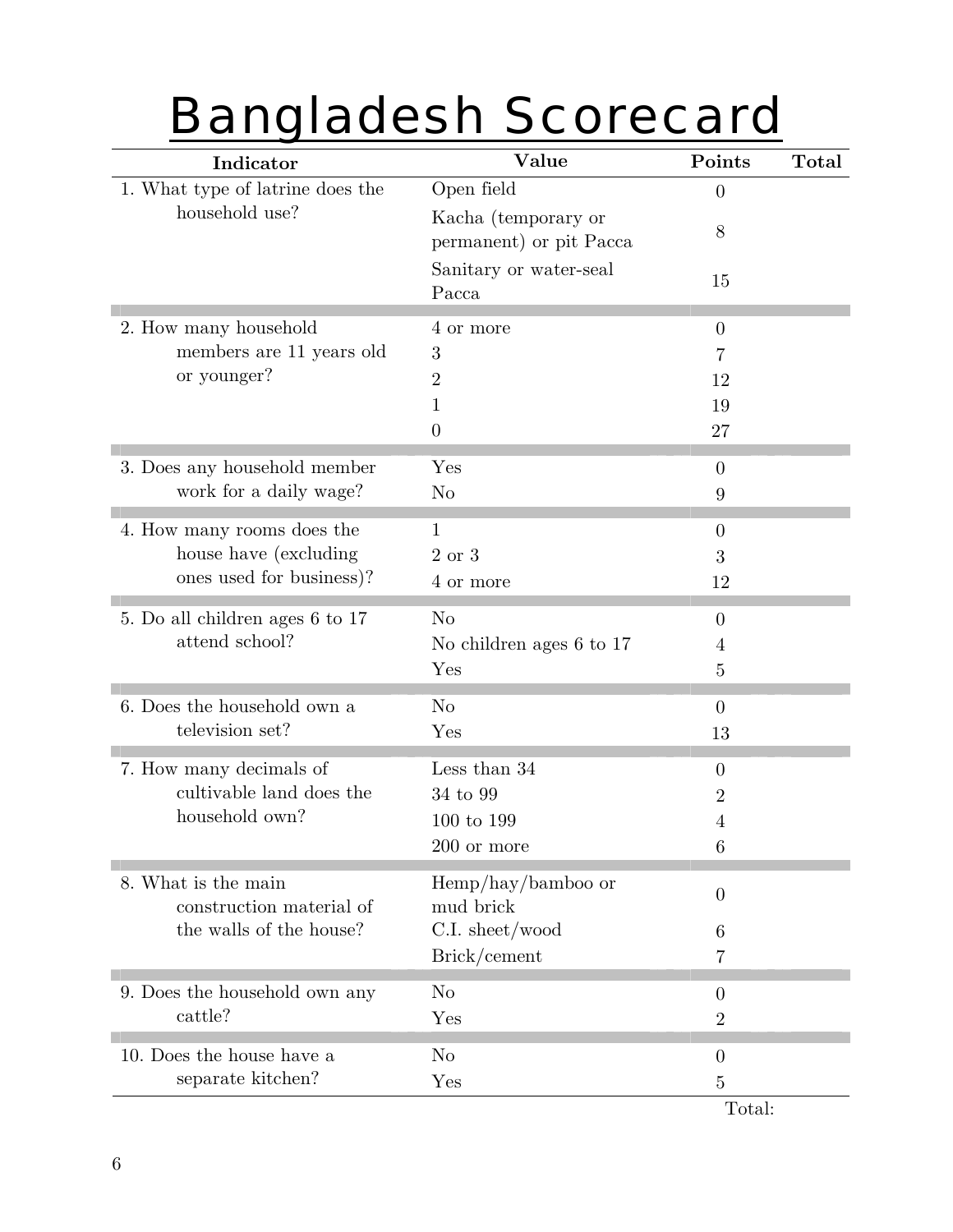# Bangladesh Scorecard

| Indicator | Value | Points | Total |
|---|---|---|---|
| 1. What type of latrine does the household use? | Open field | 0 | |
| | Kacha (temporary or permanent) or pit Pacca | 8 | |
| | Sanitary or water-seal Pacca | 15 | |
| 2. How many household members are 11 years old or younger? | 4 or more | 0 | |
| | 3 | 7 | |
| | 2 | 12 | |
| | 1 | 19 | |
| | 0 | 27 | |
| 3. Does any household member work for a daily wage? | Yes | 0 | |
| | No | 9 | |
| 4. How many rooms does the house have (excluding ones used for business)? | 1 | 0 | |
| | 2 or 3 | 3 | |
| | 4 or more | 12 | |
| 5. Do all children ages 6 to 17 attend school? | No | 0 | |
| | No children ages 6 to 17 | 4 | |
| | Yes | 5 | |
| 6. Does the household own a television set? | No | 0 | |
| | Yes | 13 | |
| 7. How many decimals of cultivable land does the household own? | Less than 34 | 0 | |
| | 34 to 99 | 2 | |
| | 100 to 199 | 4 | |
| | 200 or more | 6 | |
| 8. What is the main construction material of the walls of the house? | Hemp/hay/bamboo or mud brick | 0 | |
| | C.I. sheet/wood | 6 | |
| | Brick/cement | 7 | |
| 9. Does the household own any cattle? | No | 0 | |
| | Yes | 2 | |
| 10. Does the house have a separate kitchen? | No | 0 | |
| | Yes | 5 | |
| | | Total: | |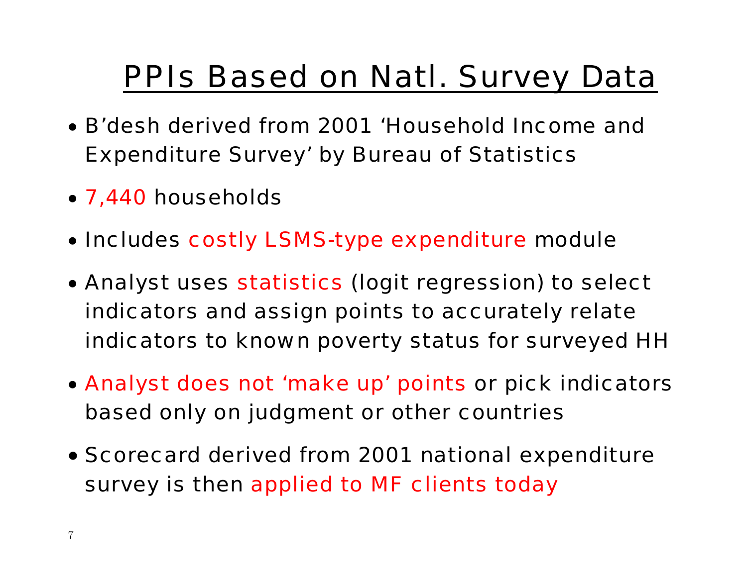# PPIs Based on Natl. Survey Data

- B'desh derived from 2001 'Household Income and Expenditure Survey' by Bureau of Statistics
- 7,440 households
- Includes costly LSMS-type expenditure module
- Analyst uses statistics (logit regression) to select indicators and assign points to accurately relate indicators to known poverty status for surveyed HH
- Analyst does not 'make up' points or pick indicators based only on judgment or other countries
- Scorecard derived from 2001 national expenditure survey is then applied to MF clients today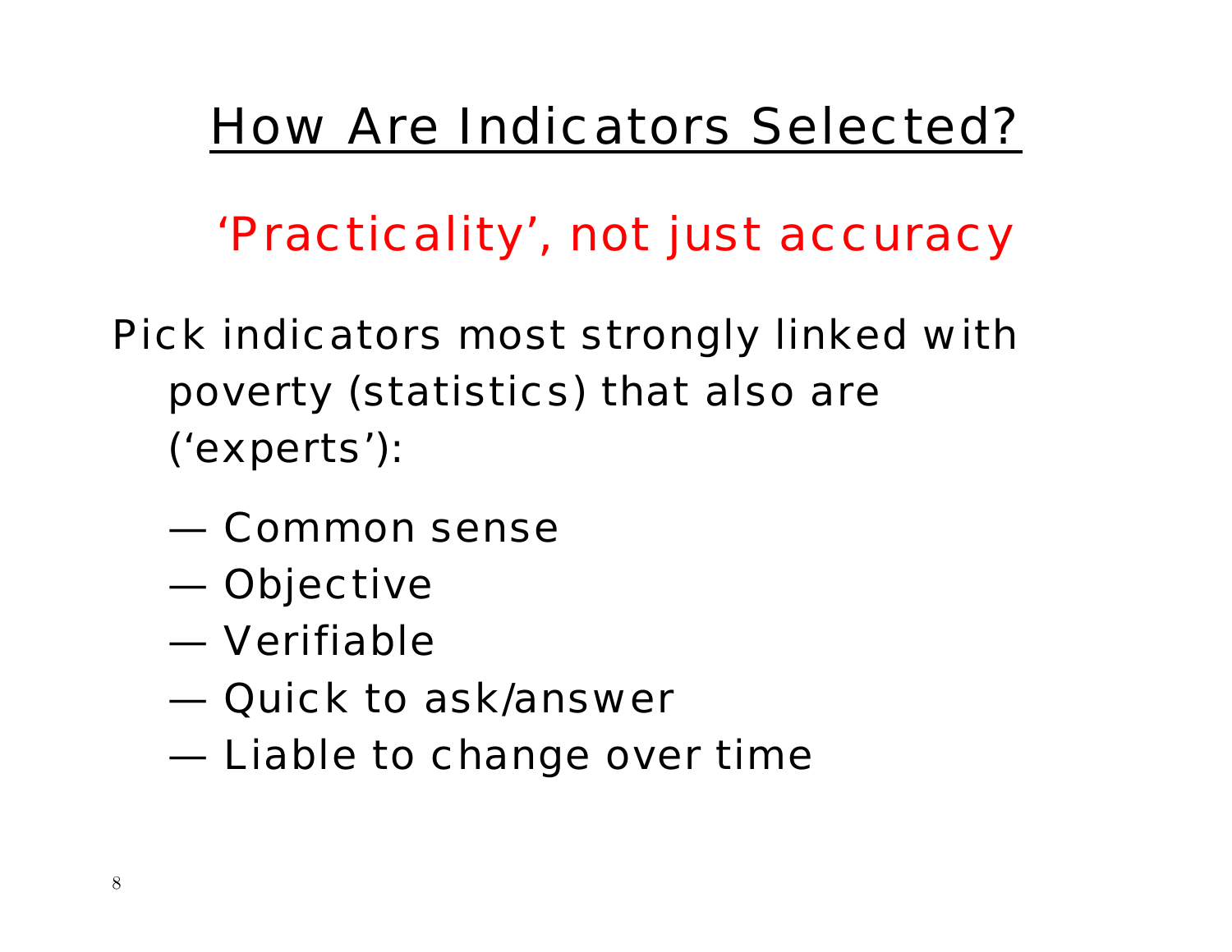# How Are Indicators Selected?

'Practicality', not just accuracy

Pick indicators most strongly linked with poverty (statistics) that also are ('experts'):

- Common sense
- Objective
- Verifiable
- Quick to ask/answer
- Liable to change over time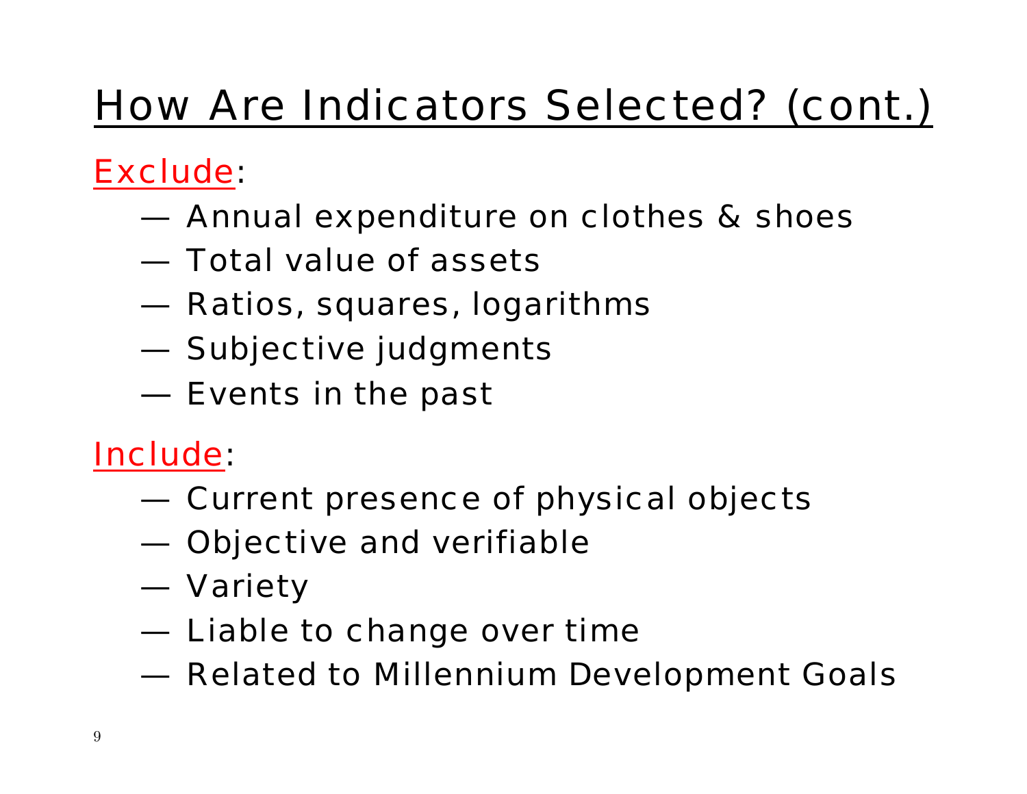# How Are Indicators Selected? (cont.)

Exclude:

- Annual expenditure on clothes & shoes
- Total value of assets
- Ratios, squares, logarithms
- Subjective judgments
- Events in the past

Include:

- Current presence of physical objects
- Objective and verifiable
- Variety
- Liable to change over time
- Related to Millennium Development Goals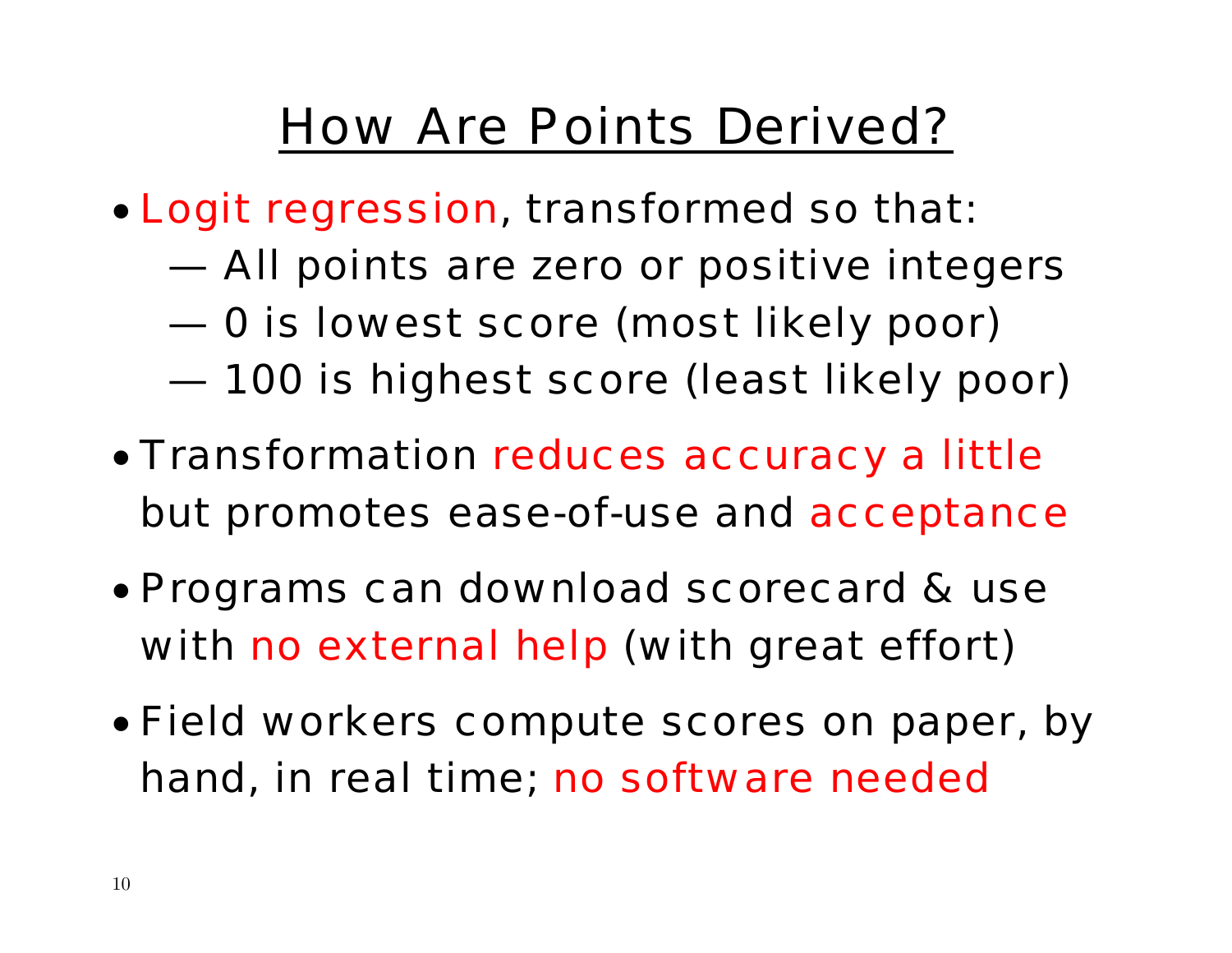# How Are Points Derived?

- Logit regression, transformed so that:
  - All points are zero or positive integers
  - 0 is lowest score (most likely poor)
  - 100 is highest score (least likely poor)
- Transformation reduces accuracy a little but promotes ease-of-use and acceptance
- Programs can download scorecard & use with no external help (with great effort)
- Field workers compute scores on paper, by hand, in real time; no software needed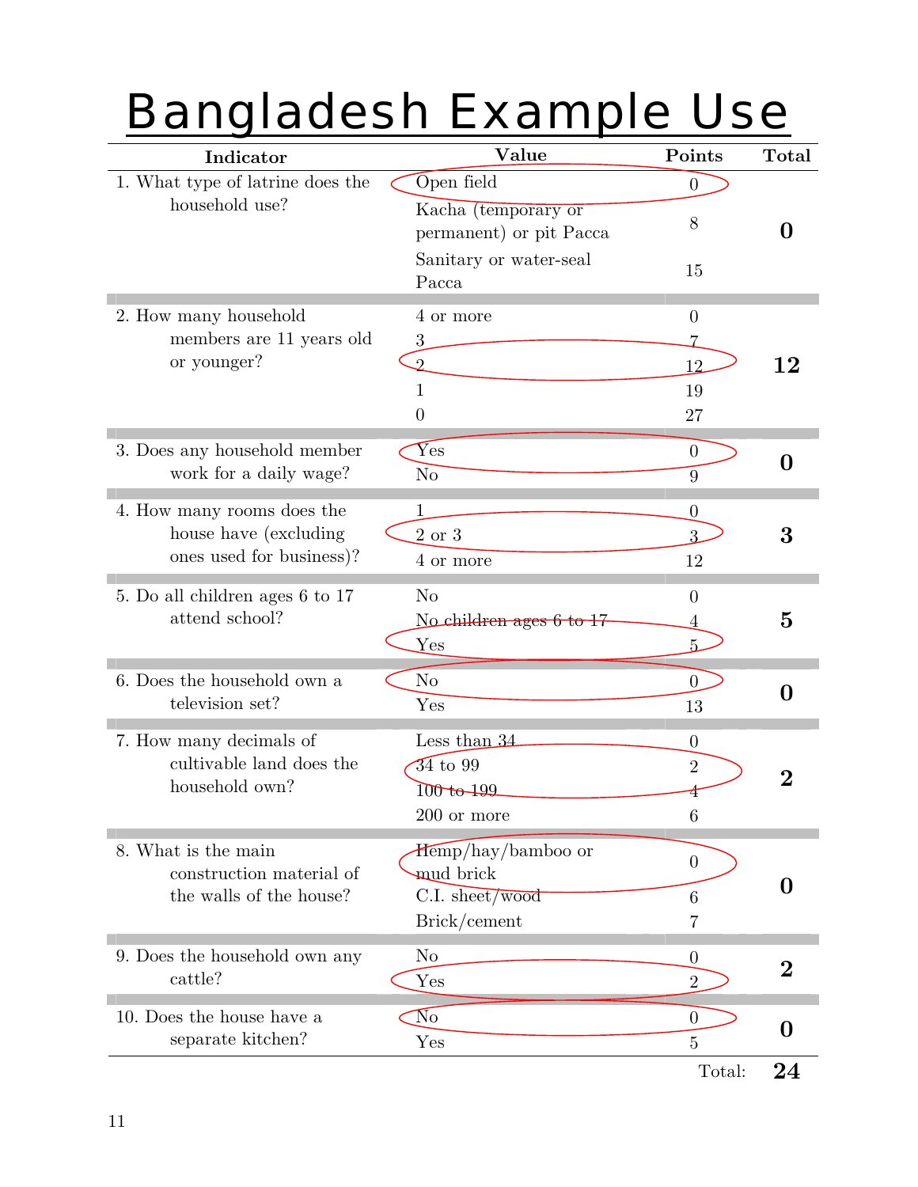# Bangladesh Example Use

| Indicator | Value | Points | Total |
|---|---|---|---|
| 1. What type of latrine does the household use? | Open field | 0 | **0** |
| | Kacha (temporary or permanent) or pit Pacca | 8 | |
| | Sanitary or water-seal Pacca | 15 | |
| 2. How many household members are 11 years old or younger? | 4 or more | 0 | **12** |
| | 3 | 7 | |
| | 2 | 12 | |
| | 1 | 19 | |
| | 0 | 27 | |
| 3. Does any household member work for a daily wage? | Yes | 0 | **0** |
| | No | 9 | |
| 4. How many rooms does the house have (excluding ones used for business)? | 1 | 0 | **3** |
| | 2 or 3 | 3 | |
| | 4 or more | 12 | |
| 5. Do all children ages 6 to 17 attend school? | No | 0 | **5** |
| | No children ages 6 to 17 | 4 | |
| | Yes | 5 | |
| 6. Does the household own a television set? | No | 0 | **0** |
| | Yes | 13 | |
| 7. How many decimals of cultivable land does the household own? | Less than 34 | 0 | **2** |
| | 34 to 99 | 2 | |
| | 100 to 199 | 4 | |
| | 200 or more | 6 | |
| 8. What is the main construction material of the walls of the house? | Hemp/hay/bamboo or mud brick | 0 | **0** |
| | C.I. sheet/wood | 6 | |
| | Brick/cement | 7 | |
| 9. Does the household own any cattle? | No | 0 | **2** |
| | Yes | 2 | |
| 10. Does the house have a separate kitchen? | No | 0 | **0** |
| | Yes | 5 | |
| | | Total: | **24** |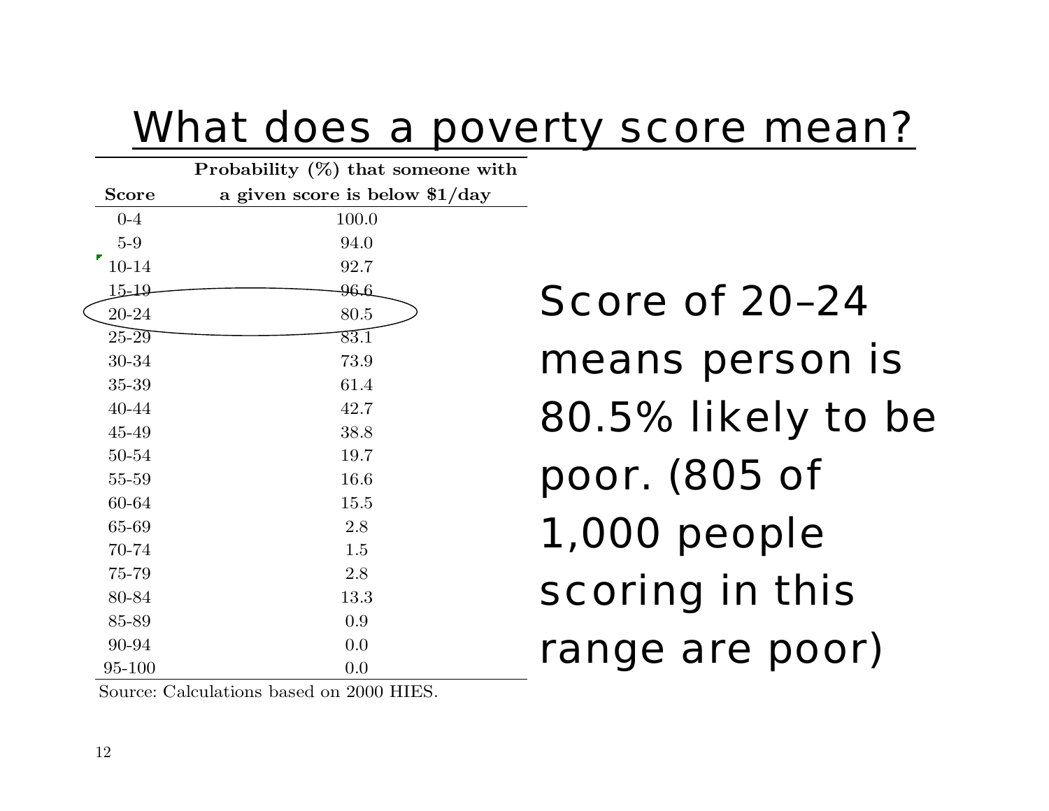# What does a poverty score mean?

| Score | Probability (%) that someone with a given score is below $1/day |
|---|---|
| 0-4 | 100.0 |
| 5-9 | 94.0 |
| 10-14 | 92.7 |
| 15-19 | 96.6 |
| 20-24 | 80.5 |
| 25-29 | 83.1 |
| 30-34 | 73.9 |
| 35-39 | 61.4 |
| 40-44 | 42.7 |
| 45-49 | 38.8 |
| 50-54 | 19.7 |
| 55-59 | 16.6 |
| 60-64 | 15.5 |
| 65-69 | 2.8 |
| 70-74 | 1.5 |
| 75-79 | 2.8 |
| 80-84 | 13.3 |
| 85-89 | 0.9 |
| 90-94 | 0.0 |
| 95-100 | 0.0 |

Source: Calculations based on 2000 HIES.

Score of 20–24 means person is 80.5% likely to be poor. (805 of 1,000 people scoring in this range are poor)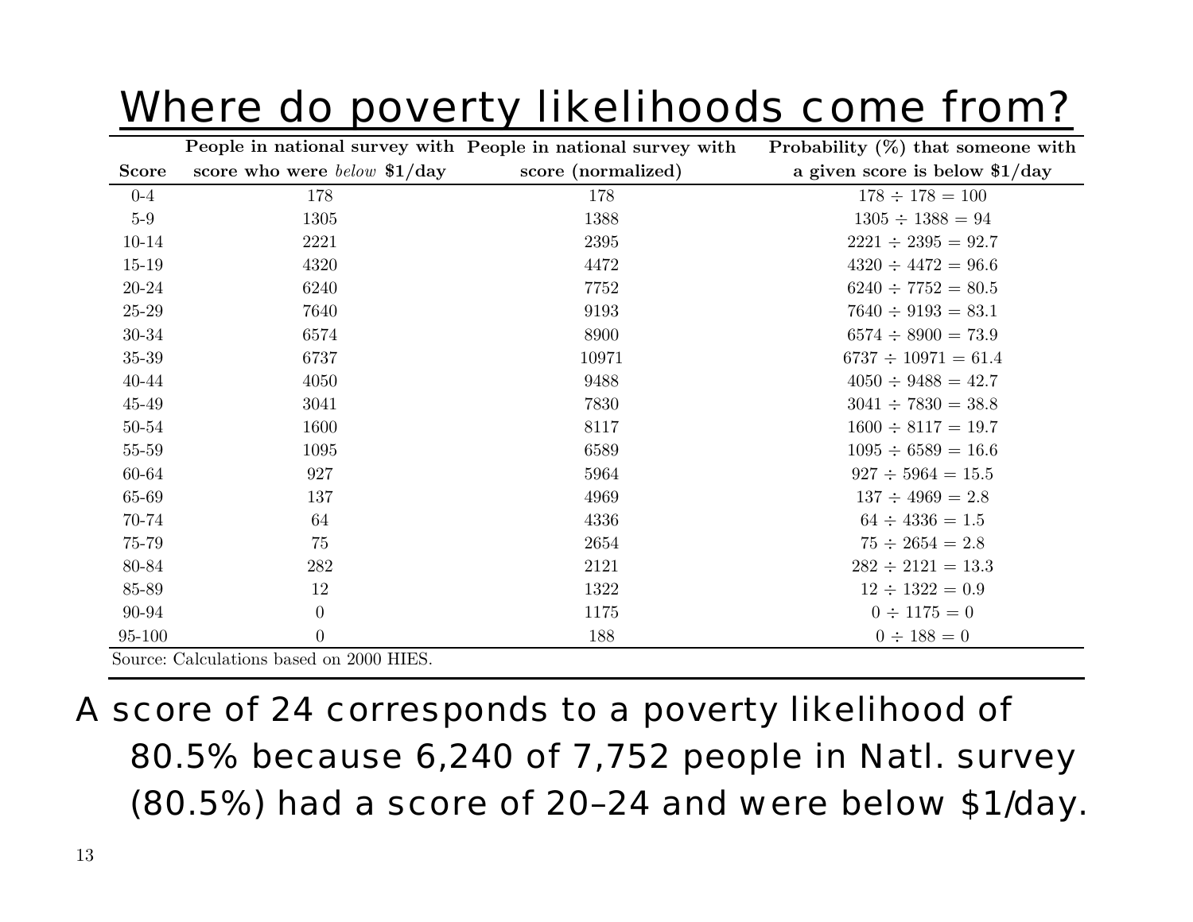# Where do poverty likelihoods come from?

| Score | People in national survey with score who were *below* $1/day | People in national survey with score (normalized) | Probability (%) that someone with a given score is below $1/day |
|---|---|---|---|
| 0-4 | 178 | 178 | $178 \div 178 = 100$ |
| 5-9 | 1305 | 1388 | $1305 \div 1388 = 94$ |
| 10-14 | 2221 | 2395 | $2221 \div 2395 = 92.7$ |
| 15-19 | 4320 | 4472 | $4320 \div 4472 = 96.6$ |
| 20-24 | 6240 | 7752 | $6240 \div 7752 = 80.5$ |
| 25-29 | 7640 | 9193 | $7640 \div 9193 = 83.1$ |
| 30-34 | 6574 | 8900 | $6574 \div 8900 = 73.9$ |
| 35-39 | 6737 | 10971 | $6737 \div 10971 = 61.4$ |
| 40-44 | 4050 | 9488 | $4050 \div 9488 = 42.7$ |
| 45-49 | 3041 | 7830 | $3041 \div 7830 = 38.8$ |
| 50-54 | 1600 | 8117 | $1600 \div 8117 = 19.7$ |
| 55-59 | 1095 | 6589 | $1095 \div 6589 = 16.6$ |
| 60-64 | 927 | 5964 | $927 \div 5964 = 15.5$ |
| 65-69 | 137 | 4969 | $137 \div 4969 = 2.8$ |
| 70-74 | 64 | 4336 | $64 \div 4336 = 1.5$ |
| 75-79 | 75 | 2654 | $75 \div 2654 = 2.8$ |
| 80-84 | 282 | 2121 | $282 \div 2121 = 13.3$ |
| 85-89 | 12 | 1322 | $12 \div 1322 = 0.9$ |
| 90-94 | 0 | 1175 | $0 \div 1175 = 0$ |
| 95-100 | 0 | 188 | $0 \div 188 = 0$ |

Source: Calculations based on 2000 HIES.

A score of 24 corresponds to a poverty likelihood of 80.5% because 6,240 of 7,752 people in Natl. survey (80.5%) had a score of 20–24 and were below $1/day.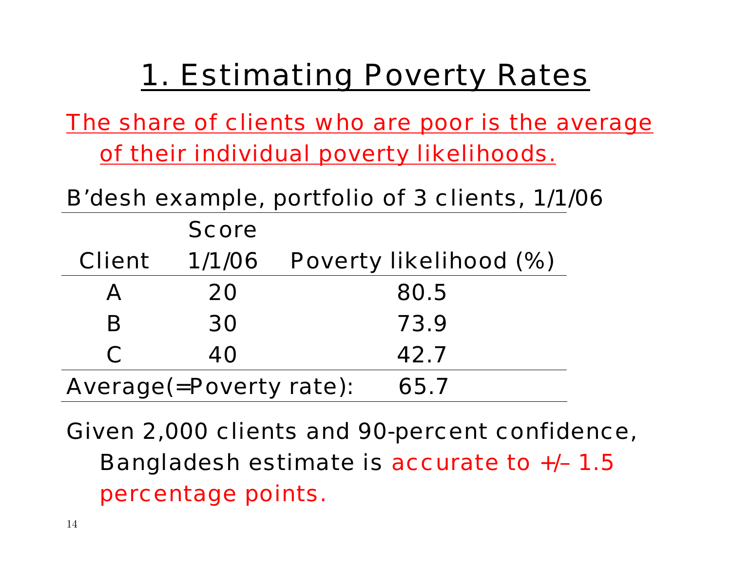# 1. Estimating Poverty Rates

The share of clients who are poor is the average of their individual poverty likelihoods.

B'desh example, portfolio of 3 clients, 1/1/06

| Client | Score 1/1/06 | Poverty likelihood (%) |
|---|---|---|
| A | 20 | 80.5 |
| B | 30 | 73.9 |
| C | 40 | 42.7 |
| Average(=Poverty rate): | | 65.7 |

Given 2,000 clients and 90-percent confidence, Bangladesh estimate is accurate to +/– 1.5 percentage points.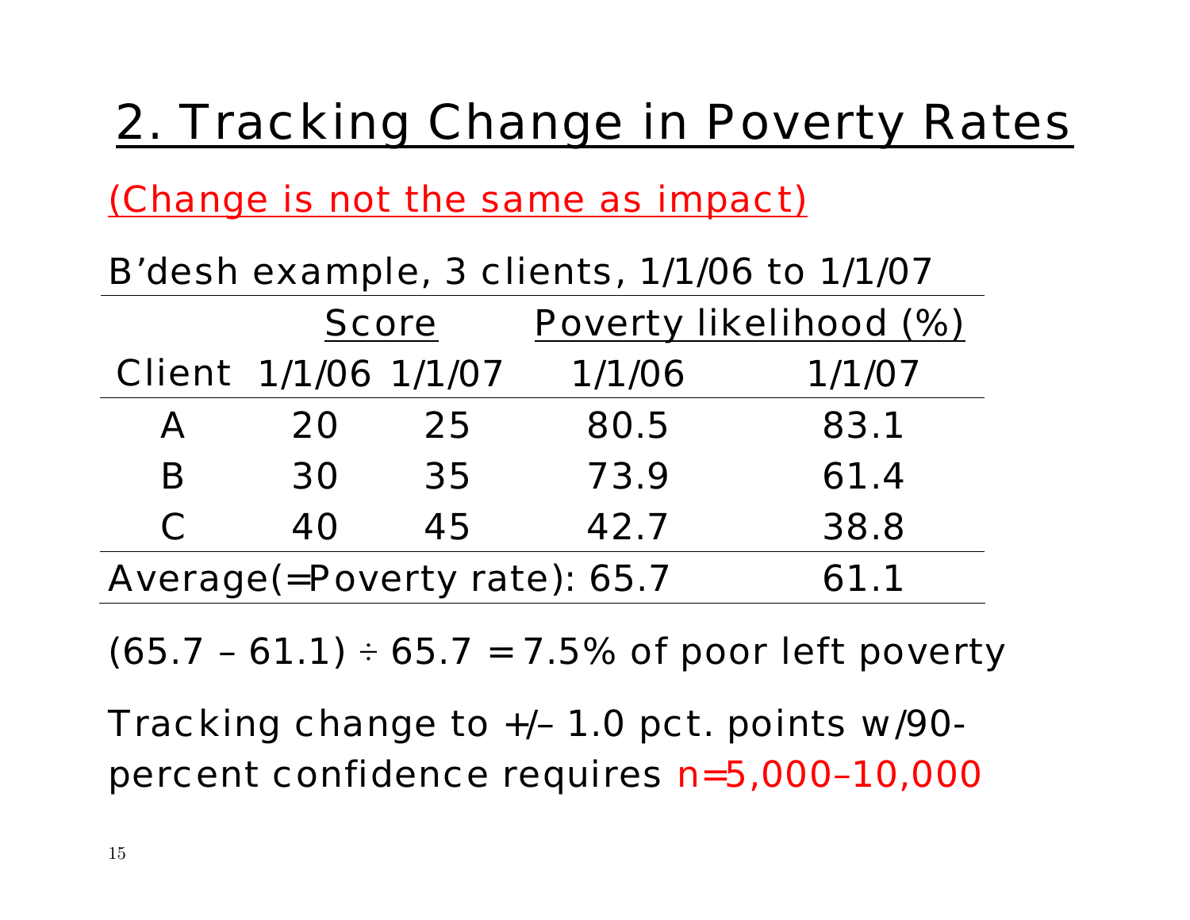# 2. Tracking Change in Poverty Rates

(Change is not the same as impact)

B'desh example, 3 clients, 1/1/06 to 1/1/07

| | Score | | Poverty likelihood (%) | |
|---|---|---|---|---|
| Client | 1/1/06 | 1/1/07 | 1/1/06 | 1/1/07 |
| A | 20 | 25 | 80.5 | 83.1 |
| B | 30 | 35 | 73.9 | 61.4 |
| C | 40 | 45 | 42.7 | 38.8 |
| Average(=Poverty rate): | | | 65.7 | 61.1 |

(65.7 – 61.1) ÷ 65.7 = 7.5% of poor left poverty

Tracking change to +/– 1.0 pct. points w/90-percent confidence requires n=5,000–10,000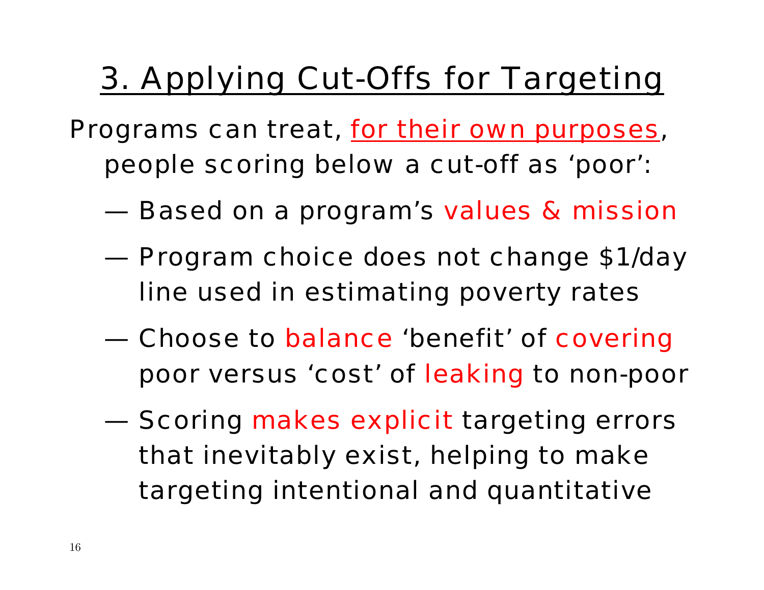# 3. Applying Cut-Offs for Targeting

Programs can treat, for their own purposes, people scoring below a cut-off as 'poor':

- Based on a program's values & mission
- Program choice does not change $1/day line used in estimating poverty rates
- Choose to balance 'benefit' of covering poor versus 'cost' of leaking to non-poor
- Scoring makes explicit targeting errors that inevitably exist, helping to make targeting intentional and quantitative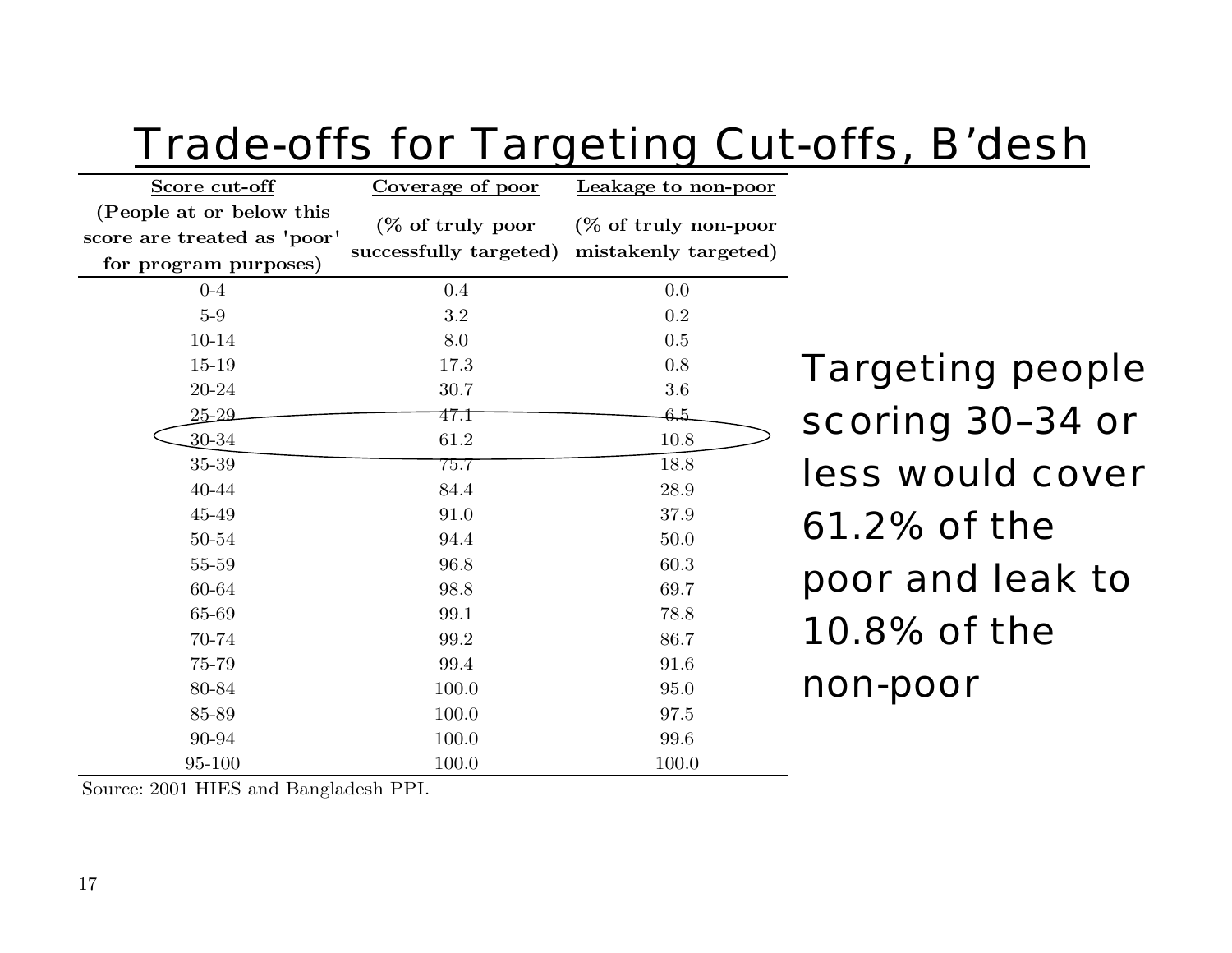# Trade-offs for Targeting Cut-offs, B'desh

| Score cut-off (People at or below this score are treated as 'poor' for program purposes) | Coverage of poor (% of truly poor successfully targeted) | Leakage to non-poor (% of truly non-poor mistakenly targeted) |
|---|---|---|
| 0-4 | 0.4 | 0.0 |
| 5-9 | 3.2 | 0.2 |
| 10-14 | 8.0 | 0.5 |
| 15-19 | 17.3 | 0.8 |
| 20-24 | 30.7 | 3.6 |
| 25-29 | 47.1 | 6.5 |
| 30-34 | 61.2 | 10.8 |
| 35-39 | 75.7 | 18.8 |
| 40-44 | 84.4 | 28.9 |
| 45-49 | 91.0 | 37.9 |
| 50-54 | 94.4 | 50.0 |
| 55-59 | 96.8 | 60.3 |
| 60-64 | 98.8 | 69.7 |
| 65-69 | 99.1 | 78.8 |
| 70-74 | 99.2 | 86.7 |
| 75-79 | 99.4 | 91.6 |
| 80-84 | 100.0 | 95.0 |
| 85-89 | 100.0 | 97.5 |
| 90-94 | 100.0 | 99.6 |
| 95-100 | 100.0 | 100.0 |

Source: 2001 HIES and Bangladesh PPI.

Targeting people scoring 30–34 or less would cover 61.2% of the poor and leak to 10.8% of the non-poor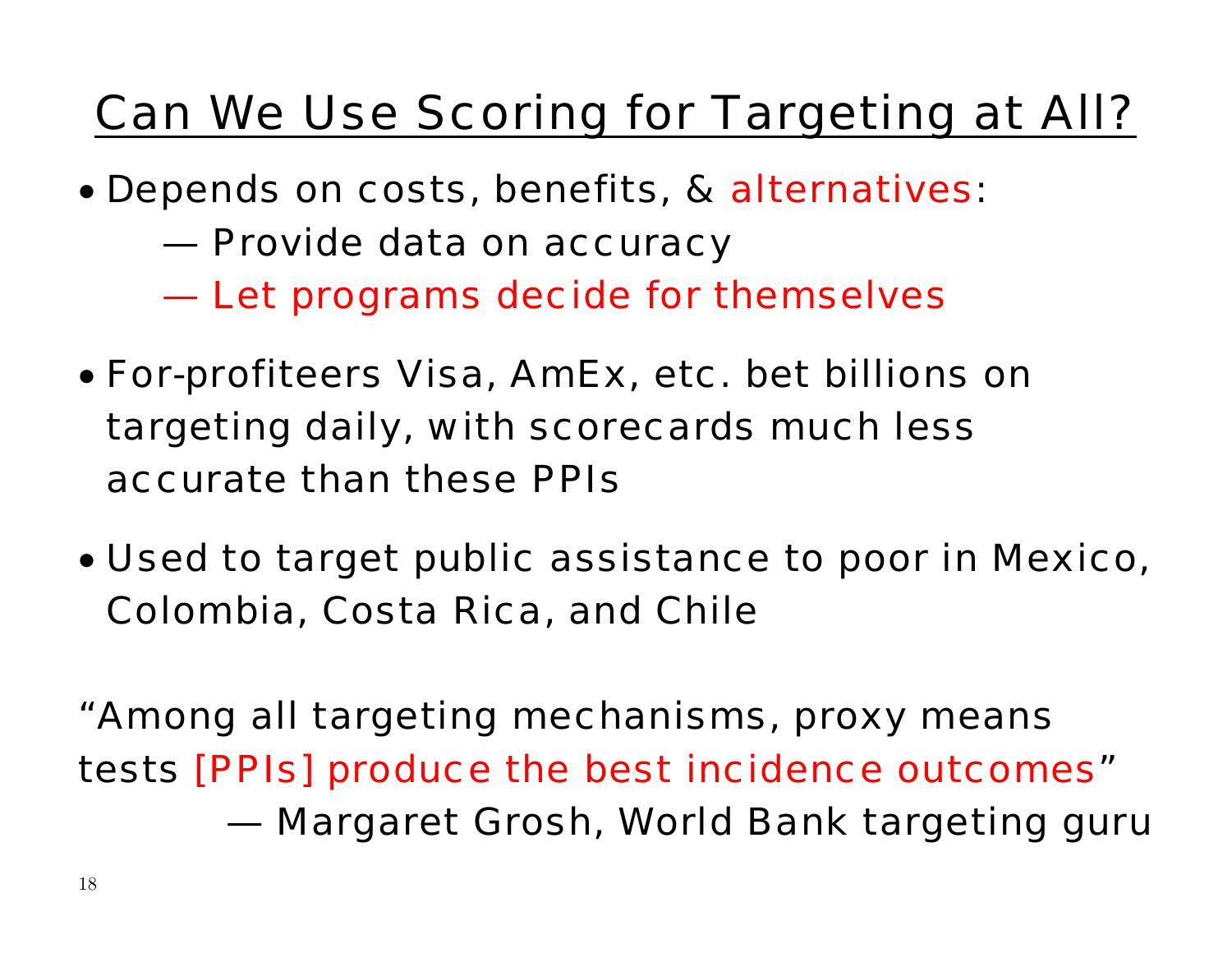# Can We Use Scoring for Targeting at All?

- Depends on costs, benefits, & alternatives:
  - — Provide data on accuracy
  - — Let programs decide for themselves
- For-profiteers Visa, AmEx, etc. bet billions on targeting daily, with scorecards much less accurate than these PPIs
- Used to target public assistance to poor in Mexico, Colombia, Costa Rica, and Chile

"Among all targeting mechanisms, proxy means tests [PPIs] produce the best incidence outcomes"

— Margaret Grosh, World Bank targeting guru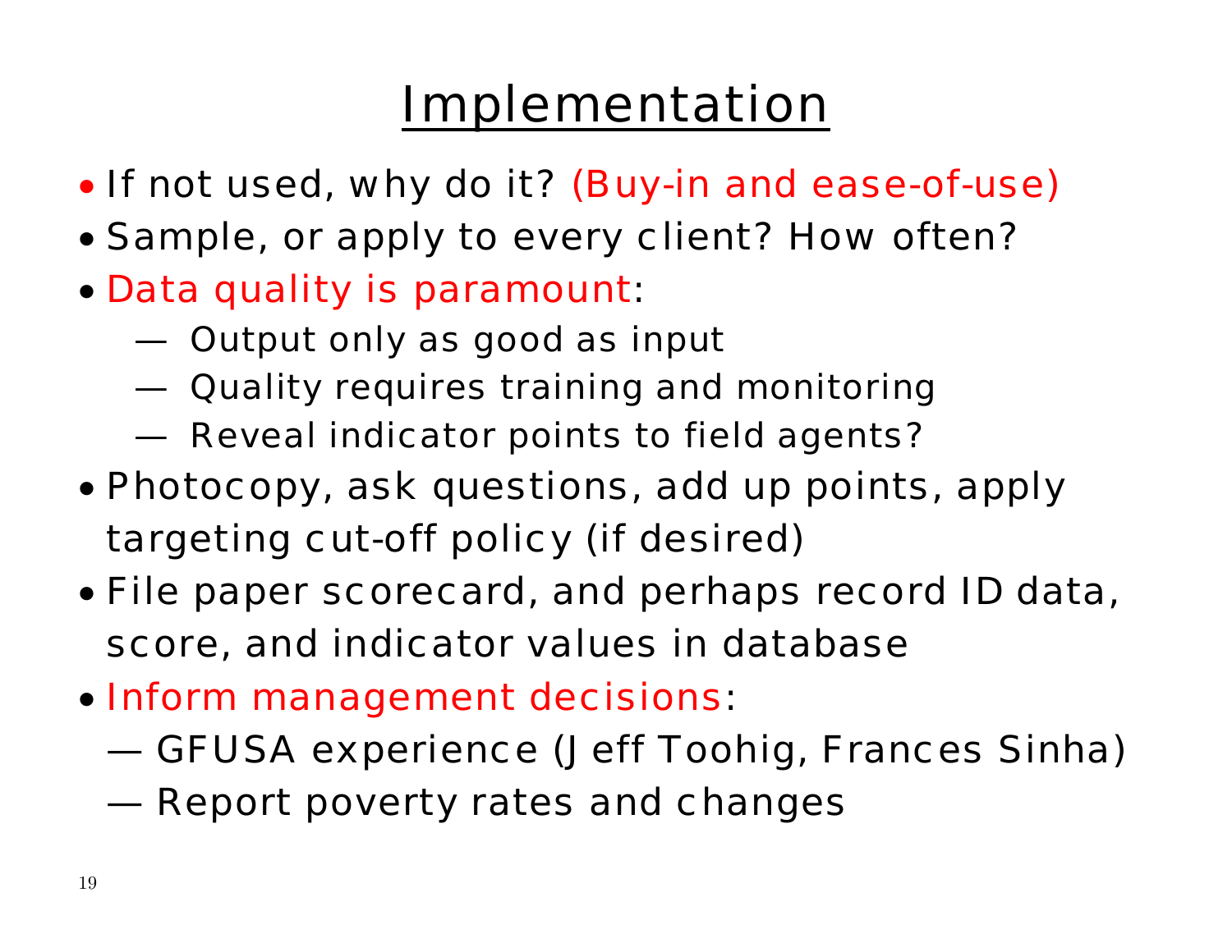# Implementation

- If not used, why do it? (Buy-in and ease-of-use)
- Sample, or apply to every client? How often?
- Data quality is paramount:
  - Output only as good as input
  - Quality requires training and monitoring
  - Reveal indicator points to field agents?
- Photocopy, ask questions, add up points, apply targeting cut-off policy (if desired)
- File paper scorecard, and perhaps record ID data, score, and indicator values in database
- Inform management decisions:
  - GFUSA experience (Jeff Toohig, Frances Sinha)
  - Report poverty rates and changes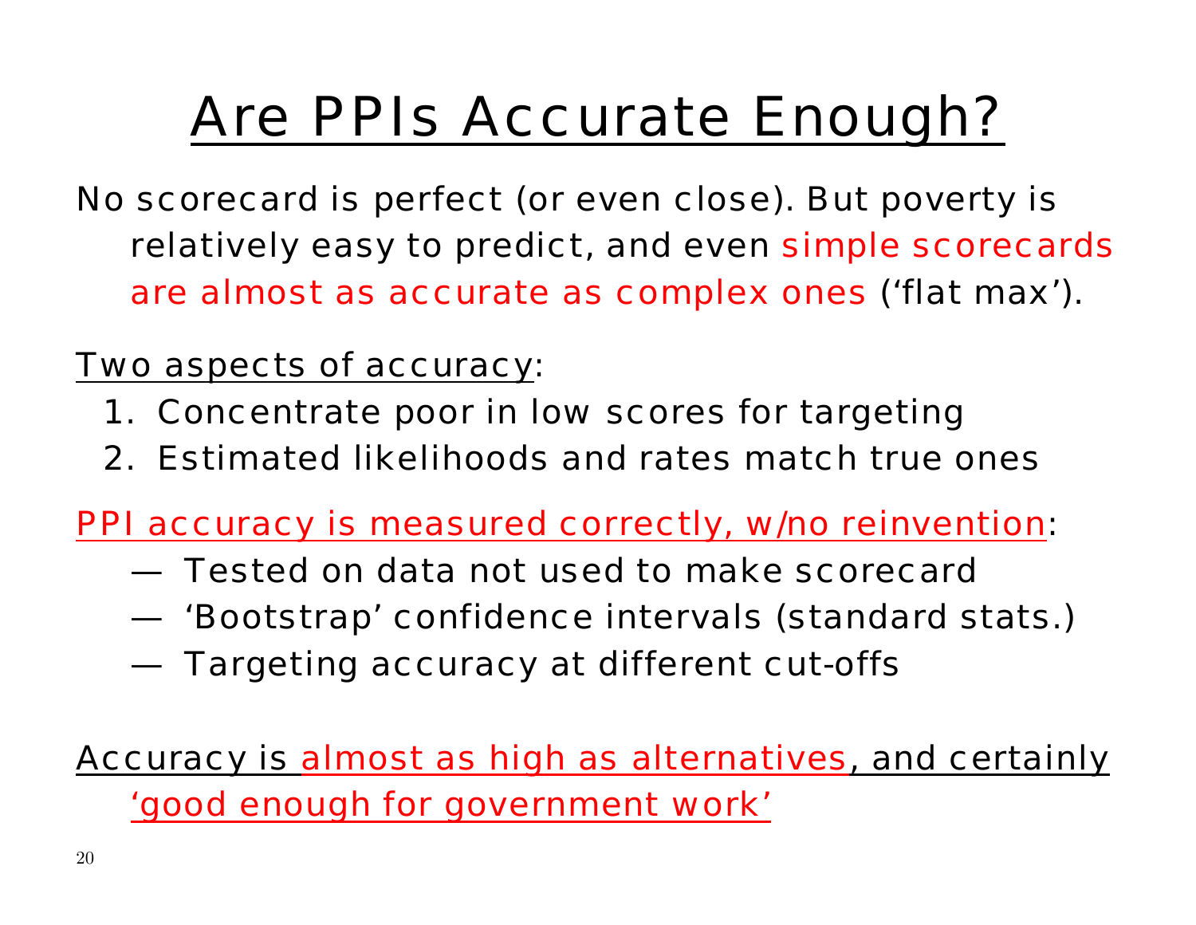# Are PPIs Accurate Enough?

No scorecard is perfect (or even close). But poverty is relatively easy to predict, and even simple scorecards are almost as accurate as complex ones ('flat max').

Two aspects of accuracy:

1. Concentrate poor in low scores for targeting
2. Estimated likelihoods and rates match true ones

PPI accuracy is measured correctly, w/no reinvention:

- — Tested on data not used to make scorecard
- — 'Bootstrap' confidence intervals (standard stats.)
- — Targeting accuracy at different cut-offs

Accuracy is almost as high as alternatives, and certainly 'good enough for government work'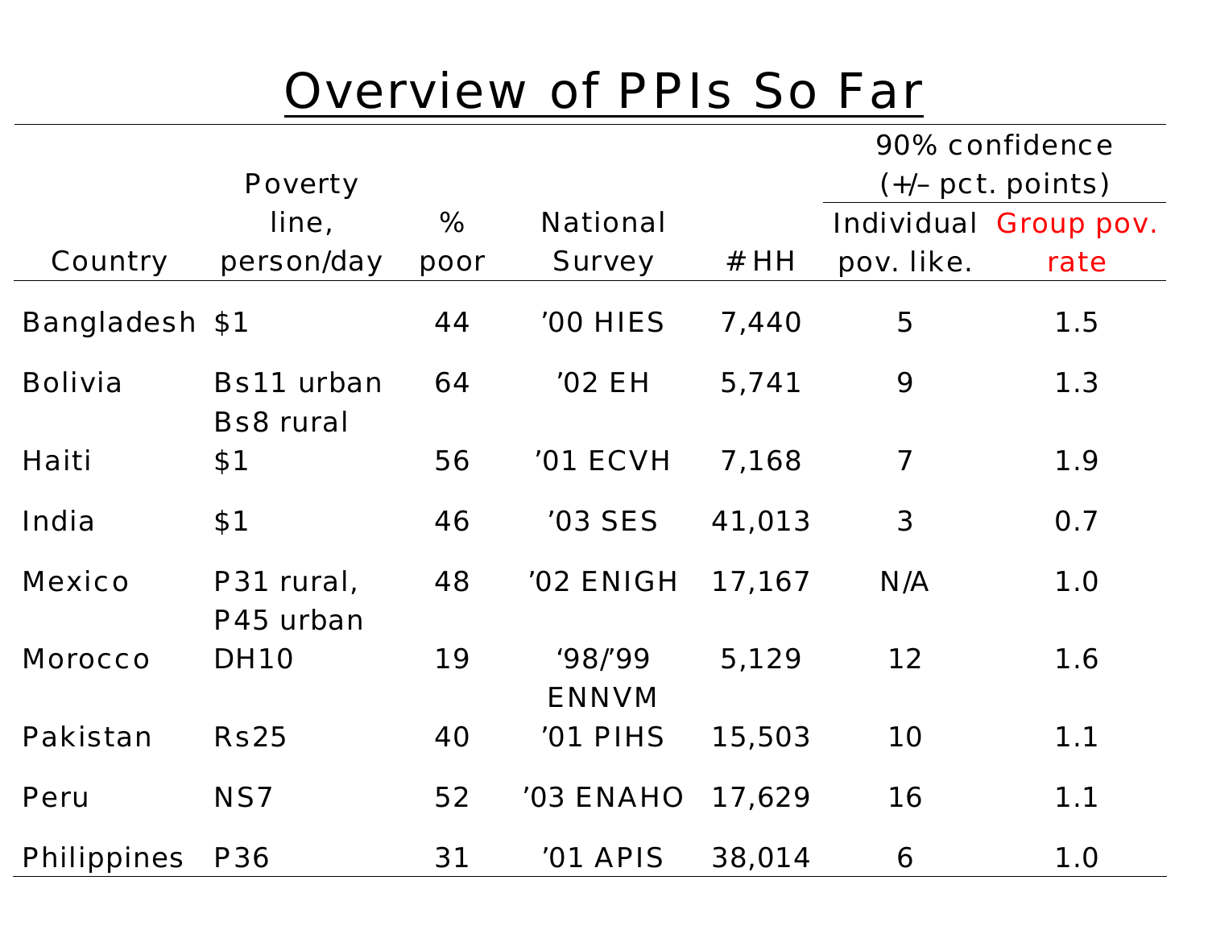# Overview of PPIs So Far

| Country | Poverty line, person/day | % poor | National Survey | # HH | 90% confidence (+/– pct. points) | |
|---|---|---|---|---|---|---|
| | | | | | Individual pov. like. | Group pov. rate |
| Bangladesh | $1 | 44 | ’00 HIES | 7,440 | 5 | 1.5 |
| Bolivia | Bs11 urban Bs8 rural | 64 | ’02 EH | 5,741 | 9 | 1.3 |
| Haiti | $1 | 56 | ’01 ECVH | 7,168 | 7 | 1.9 |
| India | $1 | 46 | ’03 SES | 41,013 | 3 | 0.7 |
| Mexico | P31 rural, P45 urban | 48 | ’02 ENIGH | 17,167 | N/A | 1.0 |
| Morocco | DH10 | 19 | ‘98/’99 ENNVM | 5,129 | 12 | 1.6 |
| Pakistan | Rs25 | 40 | ’01 PIHS | 15,503 | 10 | 1.1 |
| Peru | NS7 | 52 | ’03 ENAHO | 17,629 | 16 | 1.1 |
| Philippines | P36 | 31 | ’01 APIS | 38,014 | 6 | 1.0 |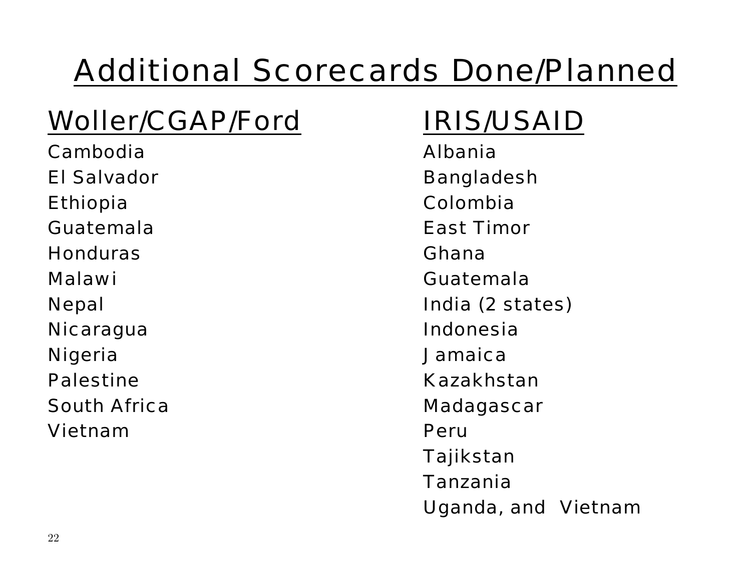# Additional Scorecards Done/Planned

## Woller/CGAP/Ford

Cambodia
El Salvador
Ethiopia
Guatemala
Honduras
Malawi
Nepal
Nicaragua
Nigeria
Palestine
South Africa
Vietnam

## IRIS/USAID

Albania
Bangladesh
Colombia
East Timor
Ghana
Guatemala
India (2 states)
Indonesia
Jamaica
Kazakhstan
Madagascar
Peru
Tajikstan
Tanzania
Uganda, and Vietnam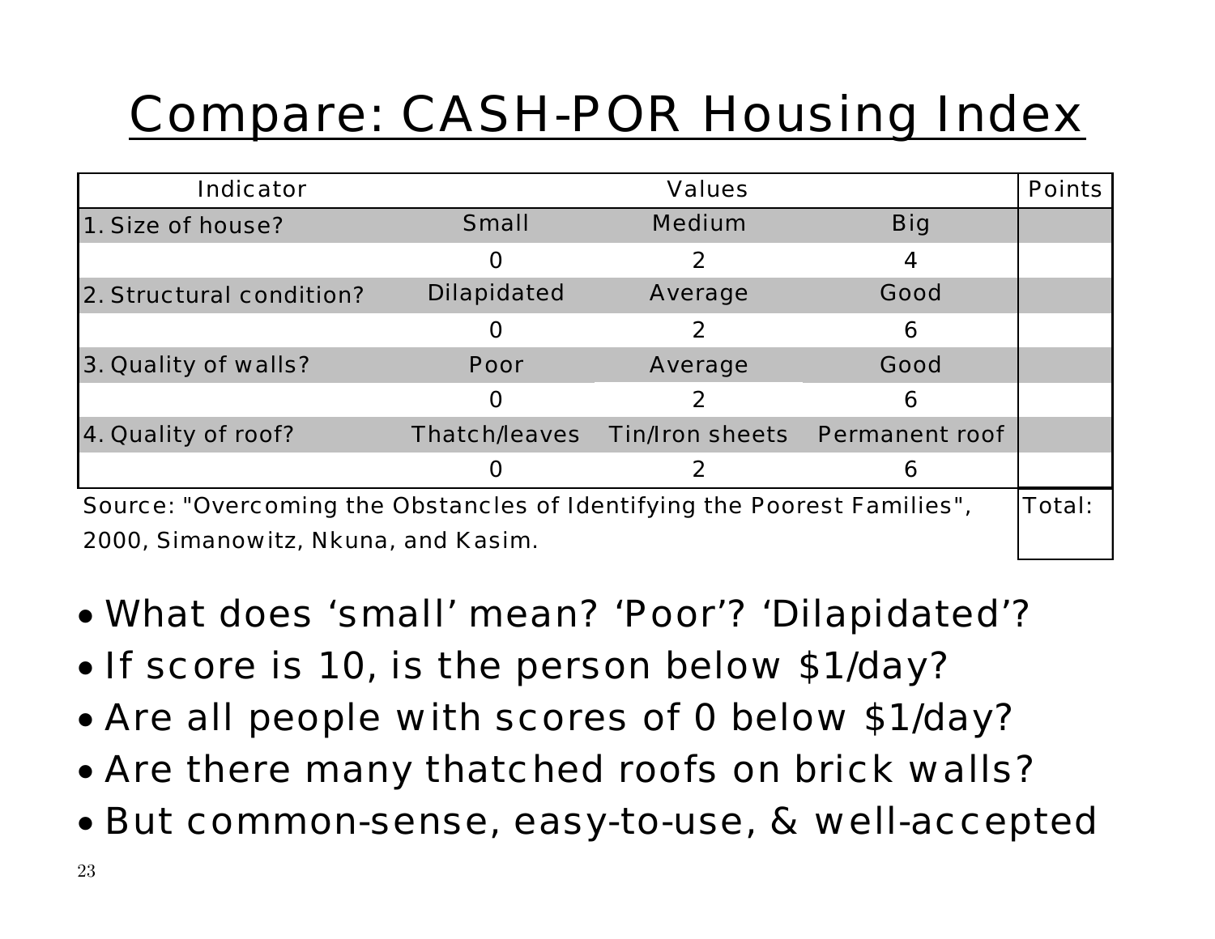# Compare: CASH-POR Housing Index

| Indicator | Values | | | Points |
|---|---|---|---|---|
| 1. Size of house? | Small | Medium | Big | |
| | 0 | 2 | 4 | |
| 2. Structural condition? | Dilapidated | Average | Good | |
| | 0 | 2 | 6 | |
| 3. Quality of walls? | Poor | Average | Good | |
| | 0 | 2 | 6 | |
| 4. Quality of roof? | Thatch/leaves | Tin/Iron sheets | Permanent roof | |
| | 0 | 2 | 6 | |
| | | | | Total: |

Source: "Overcoming the Obstancles of Identifying the Poorest Families", 2000, Simanowitz, Nkuna, and Kasim.

- What does 'small' mean? 'Poor'? 'Dilapidated'?
- If score is 10, is the person below $1/day?
- Are all people with scores of 0 below $1/day?
- Are there many thatched roofs on brick walls?
- But common-sense, easy-to-use, & well-accepted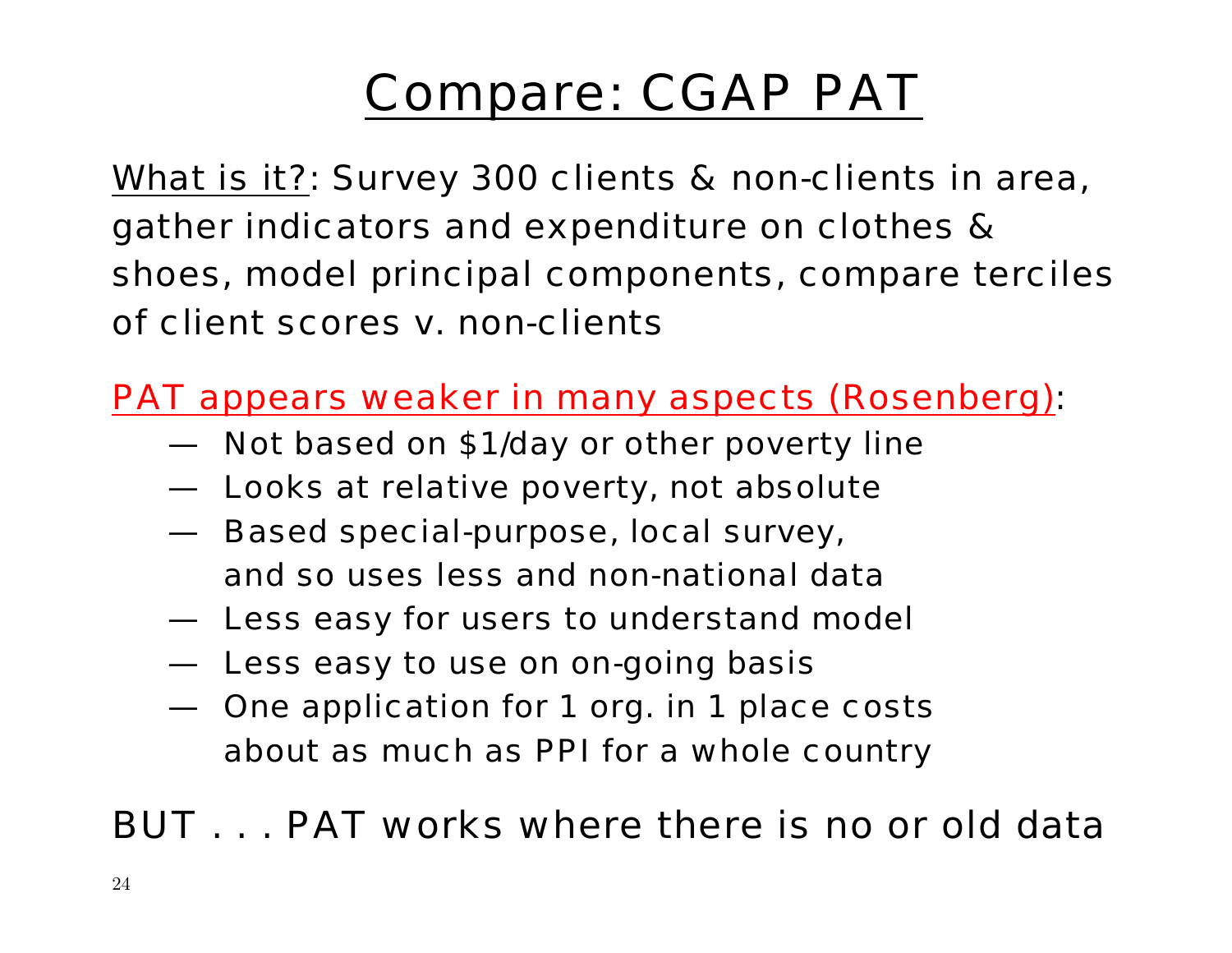# Compare: CGAP PAT

What is it?: Survey 300 clients & non-clients in area, gather indicators and expenditure on clothes & shoes, model principal components, compare terciles of client scores v. non-clients

PAT appears weaker in many aspects (Rosenberg):

- Not based on \$1/day or other poverty line
- Looks at relative poverty, not absolute
- Based special-purpose, local survey, and so uses less and non-national data
- Less easy for users to understand model
- Less easy to use on on-going basis
- One application for 1 org. in 1 place costs about as much as PPI for a whole country

BUT . . . PAT works where there is no or old data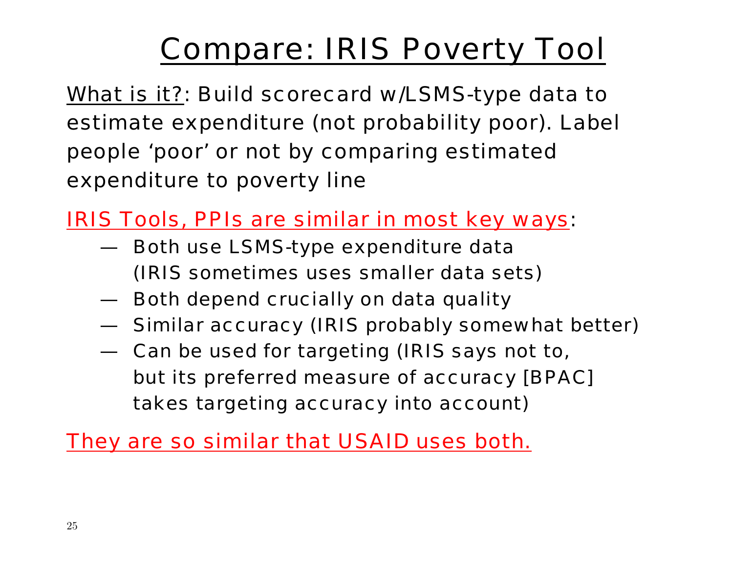# Compare: IRIS Poverty Tool

What is it?: Build scorecard w/LSMS-type data to estimate expenditure (not probability poor). Label people 'poor' or not by comparing estimated expenditure to poverty line

IRIS Tools, PPIs are similar in most key ways:

- Both use LSMS-type expenditure data (IRIS sometimes uses smaller data sets)
- Both depend crucially on data quality
- Similar accuracy (IRIS probably somewhat better)
- Can be used for targeting (IRIS says not to, but its preferred measure of accuracy [BPAC] takes targeting accuracy into account)

They are so similar that USAID uses both.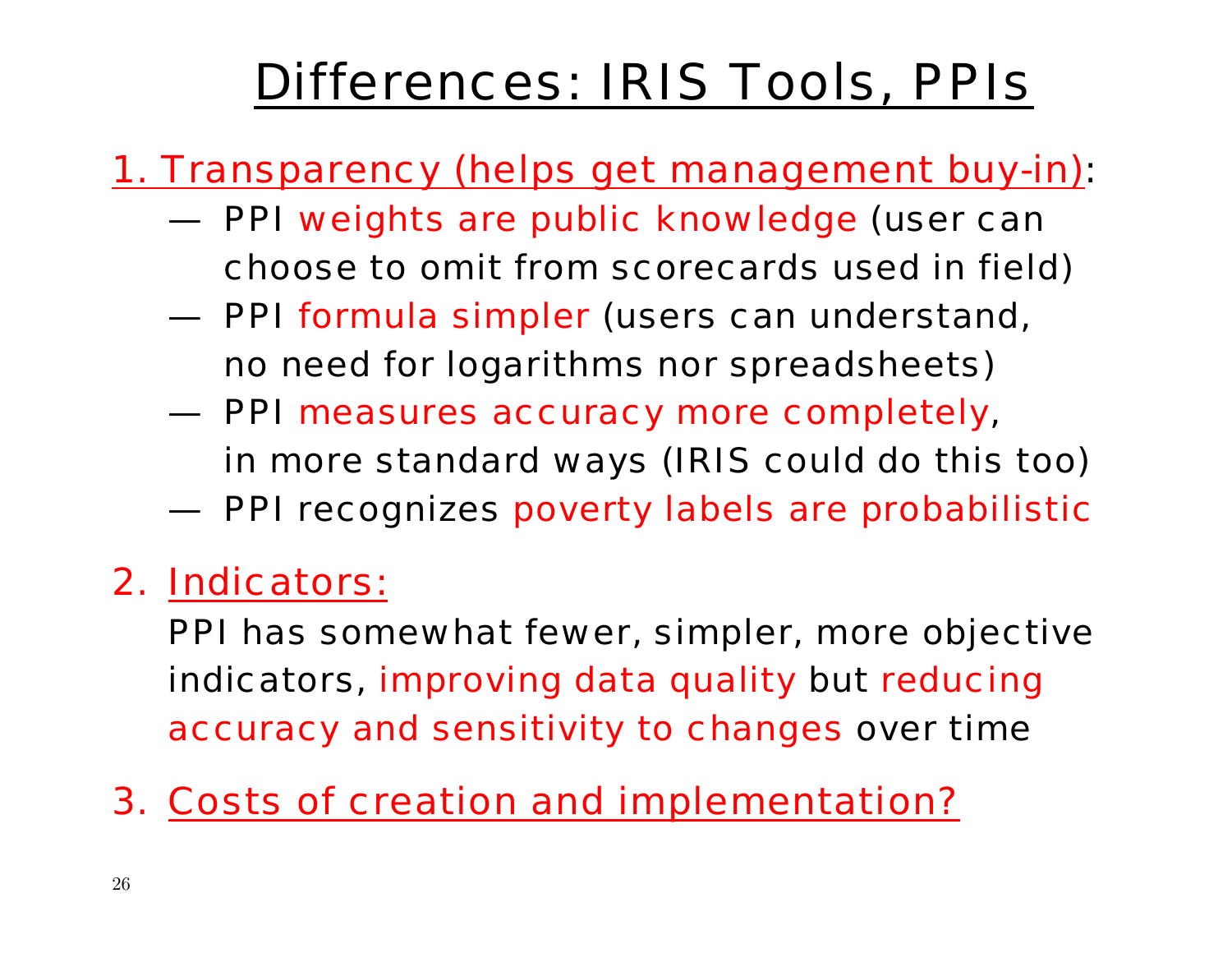# Differences: IRIS Tools, PPIs

1. Transparency (helps get management buy-in):
   - PPI weights are public knowledge (user can choose to omit from scorecards used in field)
   - PPI formula simpler (users can understand, no need for logarithms nor spreadsheets)
   - PPI measures accuracy more completely, in more standard ways (IRIS could do this too)
   - PPI recognizes poverty labels are probabilistic

2. Indicators:

   PPI has somewhat fewer, simpler, more objective indicators, improving data quality but reducing accuracy and sensitivity to changes over time

3. Costs of creation and implementation?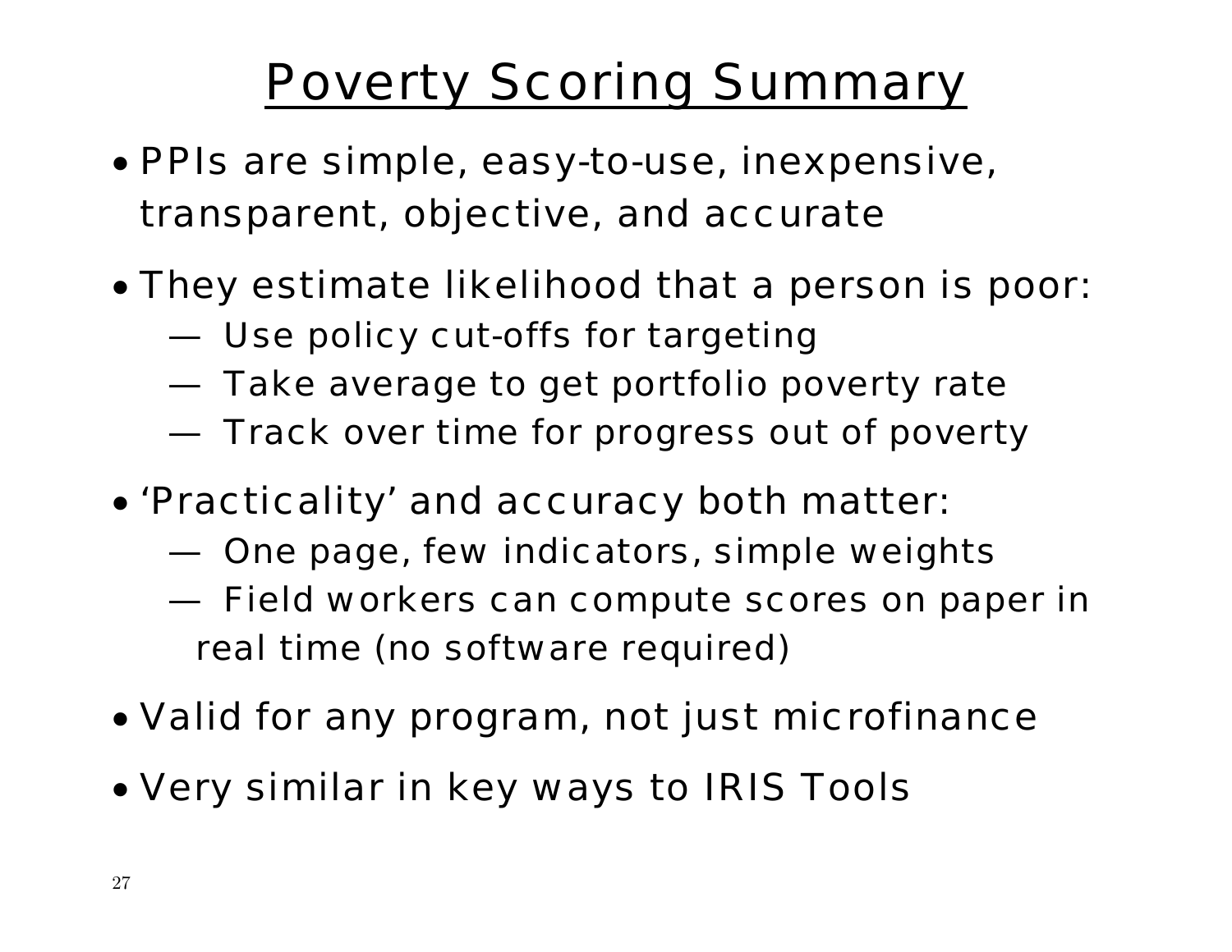# Poverty Scoring Summary

- PPIs are simple, easy-to-use, inexpensive, transparent, objective, and accurate
- They estimate likelihood that a person is poor:
  - — Use policy cut-offs for targeting
  - — Take average to get portfolio poverty rate
  - — Track over time for progress out of poverty
- 'Practicality' and accuracy both matter:
  - — One page, few indicators, simple weights
  - — Field workers can compute scores on paper in real time (no software required)
- Valid for any program, not just microfinance
- Very similar in key ways to IRIS Tools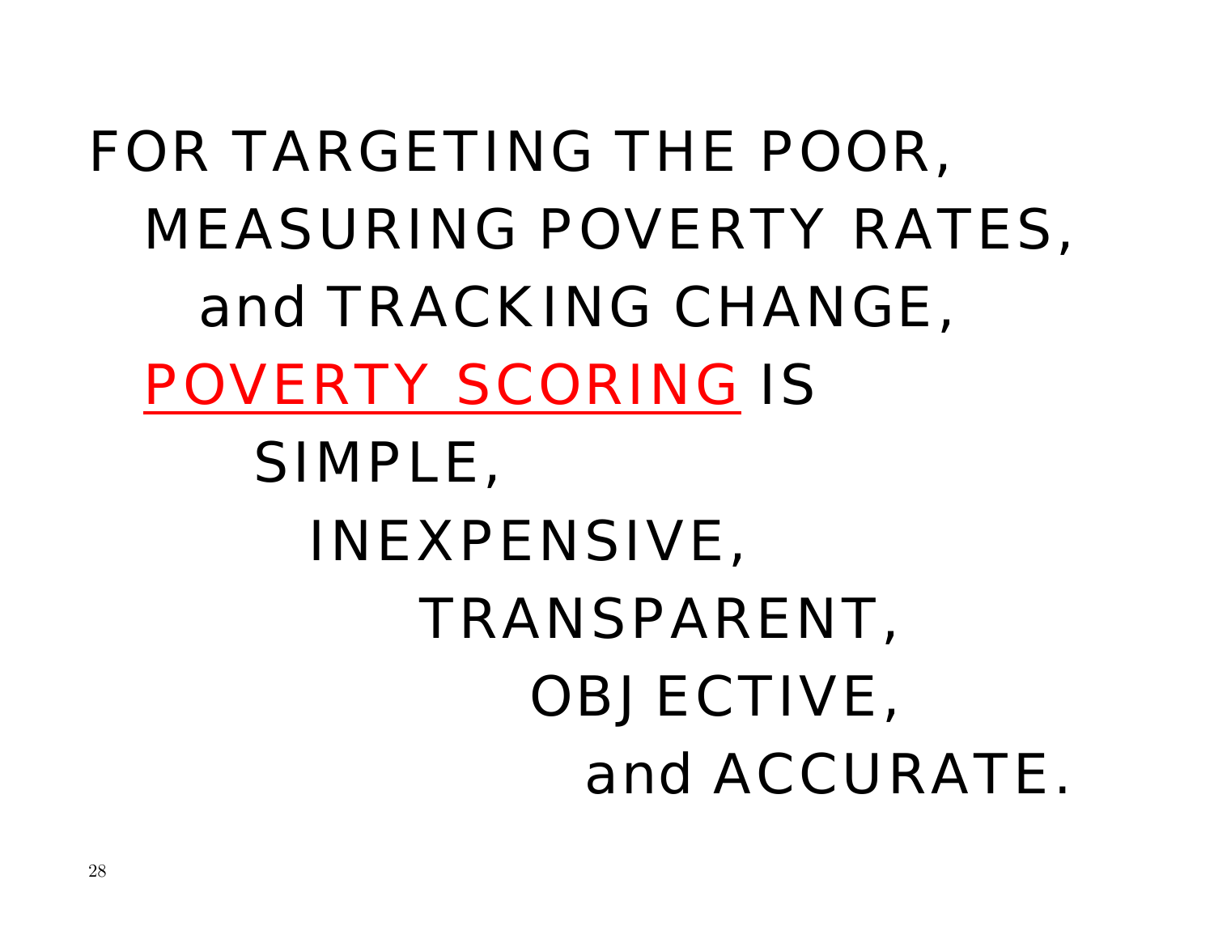FOR TARGETING THE POOR,
MEASURING POVERTY RATES,
and TRACKING CHANGE,
POVERTY SCORING IS
SIMPLE,
INEXPENSIVE,
TRANSPARENT,
OBJECTIVE,
and ACCURATE.